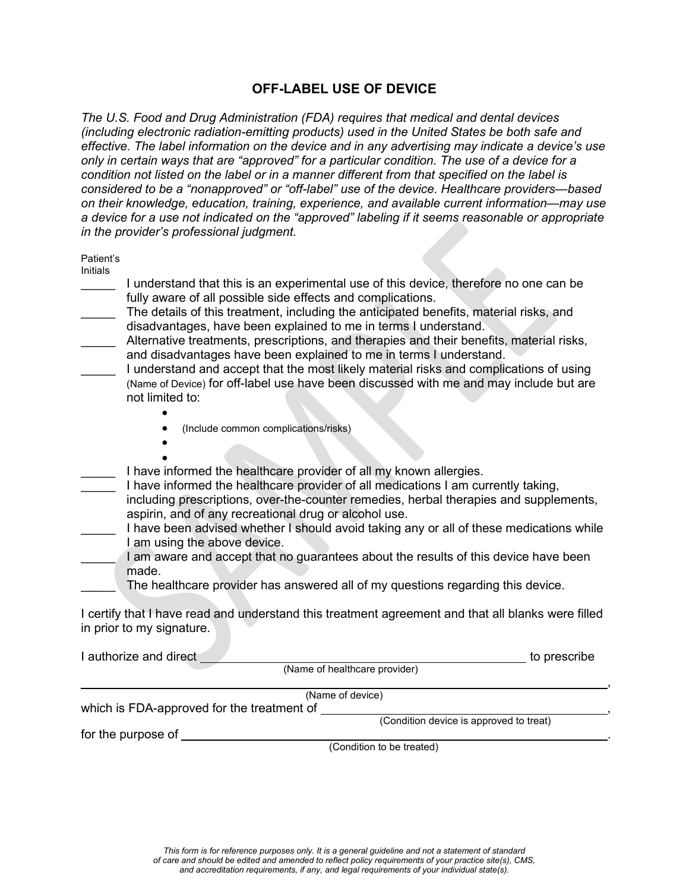# OFF-LABEL USE OF DEVICE

*The U.S. Food and Drug Administration (FDA) requires that medical and dental devices (including electronic radiation-emitting products) used in the United States be both safe and effective. The label information on the device and in any advertising may indicate a device's use only in certain ways that are "approved" for a particular condition. The use of a device for a condition not listed on the label or in a manner different from that specified on the label is considered to be a "nonapproved" or "off-label" use of the device. Healthcare providers—based on their knowledge, education, training, experience, and available current information—may use a device for a use not indicated on the "approved" labeling if it seems reasonable or appropriate in the provider's professional judgment.*

Patient's Initials

_____ I understand that this is an experimental use of this device, therefore no one can be fully aware of all possible side effects and complications.

_____ The details of this treatment, including the anticipated benefits, material risks, and disadvantages, have been explained to me in terms I understand.

_____ Alternative treatments, prescriptions, and therapies and their benefits, material risks, and disadvantages have been explained to me in terms I understand.

_____ I understand and accept that the most likely material risks and complications of using (Name of Device) for off-label use have been discussed with me and may include but are not limited to:

- 
- (Include common complications/risks)
- 
- 

_____ I have informed the healthcare provider of all my known allergies.

_____ I have informed the healthcare provider of all medications I am currently taking, including prescriptions, over-the-counter remedies, herbal therapies and supplements, aspirin, and of any recreational drug or alcohol use.

_____ I have been advised whether I should avoid taking any or all of these medications while I am using the above device.

_____ I am aware and accept that no guarantees about the results of this device have been made.

_____ The healthcare provider has answered all of my questions regarding this device.

I certify that I have read and understand this treatment agreement and that all blanks were filled in prior to my signature.

I authorize and direct ______________________________________________ to prescribe
(Name of healthcare provider)

______________________________________________________________________________,
(Name of device)

which is FDA-approved for the treatment of ________________________________________,
(Condition device is approved to treat)

for the purpose of ______________________________________________________________.
(Condition to be treated)

*This form is for reference purposes only. It is a general guideline and not a statement of standard of care and should be edited and amended to reflect policy requirements of your practice site(s), CMS, and accreditation requirements, if any, and legal requirements of your individual state(s).*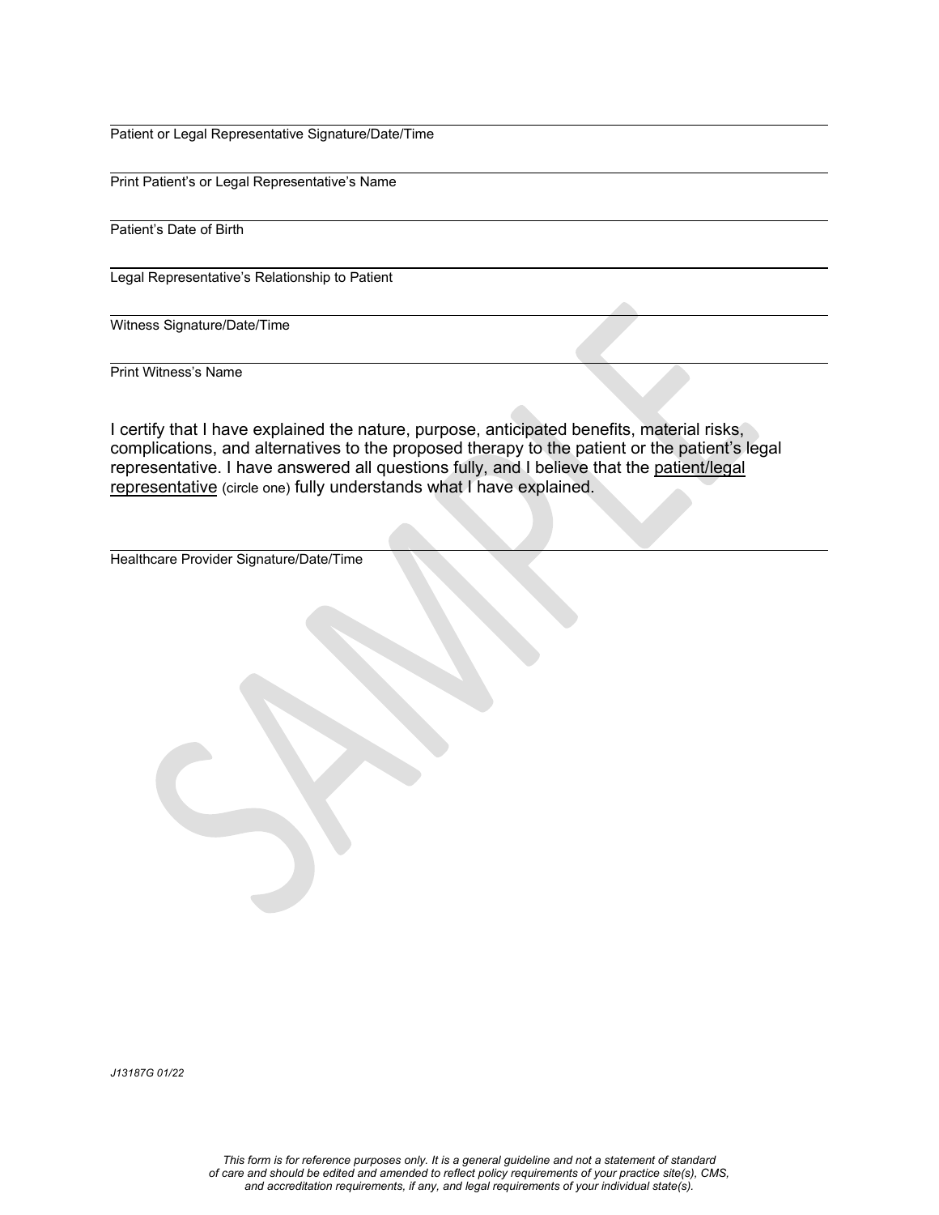\_\_\_\_\_\_\_\_\_\_\_\_\_\_\_\_\_\_\_\_\_\_\_\_\_\_\_\_\_\_\_\_\_\_\_\_\_\_\_\_\_\_\_\_\_\_\_\_\_\_\_\_\_\_\_\_\_\_\_\_\_\_\_\_

Patient or Legal Representative Signature/Date/Time

\_\_\_\_\_\_\_\_\_\_\_\_\_\_\_\_\_\_\_\_\_\_\_\_\_\_\_\_\_\_\_\_\_\_\_\_\_\_\_\_\_\_\_\_\_\_\_\_\_\_\_\_\_\_\_\_\_\_\_\_\_\_\_\_

Print Patient's or Legal Representative's Name

\_\_\_\_\_\_\_\_\_\_\_\_\_\_\_\_\_\_\_\_\_\_\_\_\_\_\_\_\_\_\_\_\_\_\_\_\_\_\_\_\_\_\_\_\_\_\_\_\_\_\_\_\_\_\_\_\_\_\_\_\_\_\_\_

Patient's Date of Birth

\_\_\_\_\_\_\_\_\_\_\_\_\_\_\_\_\_\_\_\_\_\_\_\_\_\_\_\_\_\_\_\_\_\_\_\_\_\_\_\_\_\_\_\_\_\_\_\_\_\_\_\_\_\_\_\_\_\_\_\_\_\_\_\_

Legal Representative's Relationship to Patient

\_\_\_\_\_\_\_\_\_\_\_\_\_\_\_\_\_\_\_\_\_\_\_\_\_\_\_\_\_\_\_\_\_\_\_\_\_\_\_\_\_\_\_\_\_\_\_\_\_\_\_\_\_\_\_\_\_\_\_\_\_\_\_\_

Witness Signature/Date/Time

\_\_\_\_\_\_\_\_\_\_\_\_\_\_\_\_\_\_\_\_\_\_\_\_\_\_\_\_\_\_\_\_\_\_\_\_\_\_\_\_\_\_\_\_\_\_\_\_\_\_\_\_\_\_\_\_\_\_\_\_\_\_\_\_

Print Witness's Name

I certify that I have explained the nature, purpose, anticipated benefits, material risks, complications, and alternatives to the proposed therapy to the patient or the patient's legal representative. I have answered all questions fully, and I believe that the patient/legal representative (circle one) fully understands what I have explained.

\_\_\_\_\_\_\_\_\_\_\_\_\_\_\_\_\_\_\_\_\_\_\_\_\_\_\_\_\_\_\_\_\_\_\_\_\_\_\_\_\_\_\_\_\_\_\_\_\_\_\_\_\_\_\_\_\_\_\_\_\_\_\_\_

Healthcare Provider Signature/Date/Time

*J13187G 01/22*

*This form is for reference purposes only. It is a general guideline and not a statement of standard of care and should be edited and amended to reflect policy requirements of your practice site(s), CMS, and accreditation requirements, if any, and legal requirements of your individual state(s).*